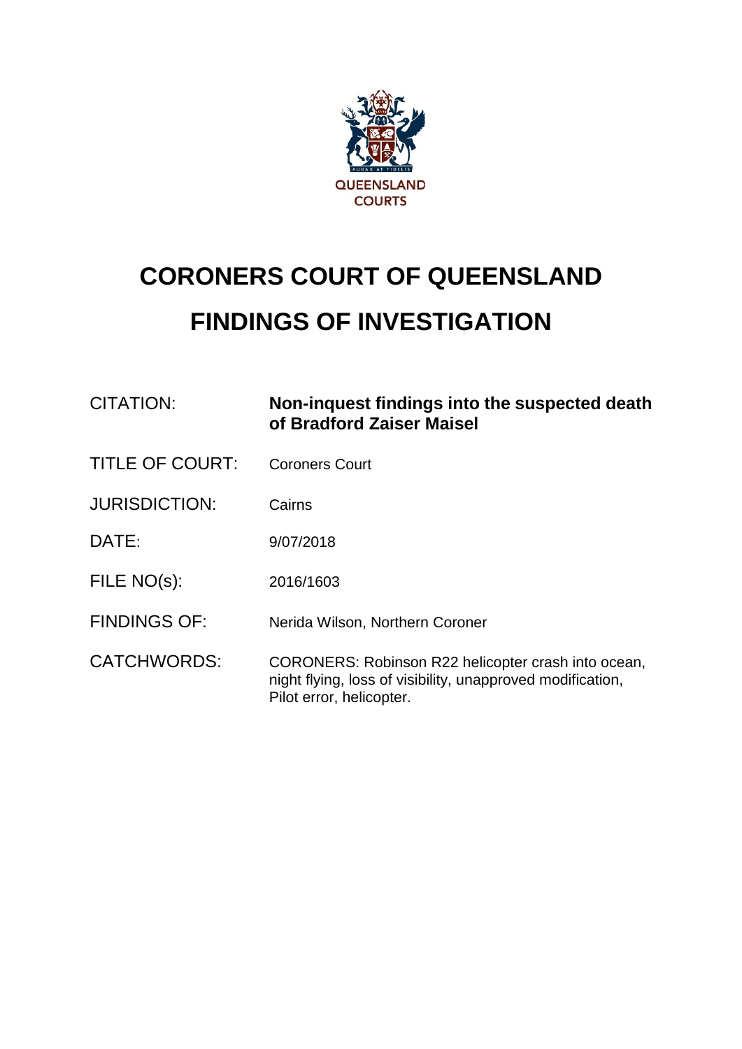QUEENSLAND COURTS

# CORONERS COURT OF QUEENSLAND

# FINDINGS OF INVESTIGATION

| | |
|---|---|
| CITATION: | **Non-inquest findings into the suspected death of Bradford Zaiser Maisel** |
| TITLE OF COURT: | Coroners Court |
| JURISDICTION: | Cairns |
| DATE: | 9/07/2018 |
| FILE NO(s): | 2016/1603 |
| FINDINGS OF: | Nerida Wilson, Northern Coroner |
| CATCHWORDS: | CORONERS: Robinson R22 helicopter crash into ocean, night flying, loss of visibility, unapproved modification, Pilot error, helicopter. |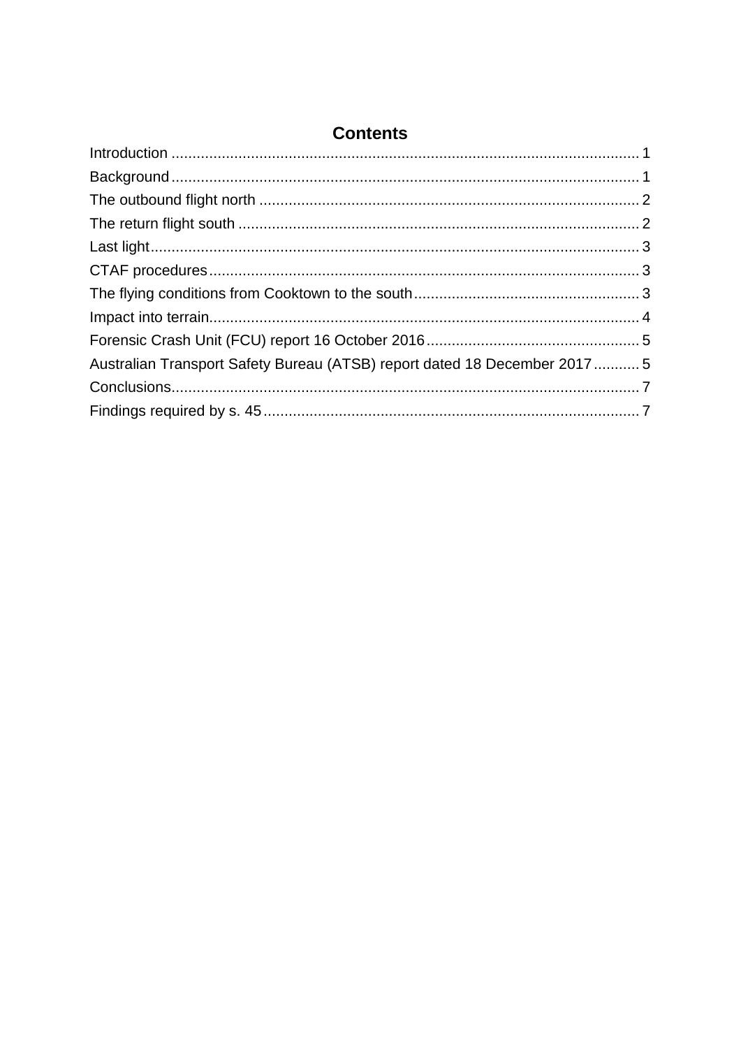# Contents

Introduction ............................................................................................................... 1
Background............................................................................................................... 1
The outbound flight north .......................................................................................... 2
The return flight south ............................................................................................... 2
Last light.................................................................................................................... 3
CTAF procedures...................................................................................................... 3
The flying conditions from Cooktown to the south..................................................... 3
Impact into terrain...................................................................................................... 4
Forensic Crash Unit (FCU) report 16 October 2016.................................................. 5
Australian Transport Safety Bureau (ATSB) report dated 18 December 2017........... 5
Conclusions............................................................................................................... 7
Findings required by s. 45......................................................................................... 7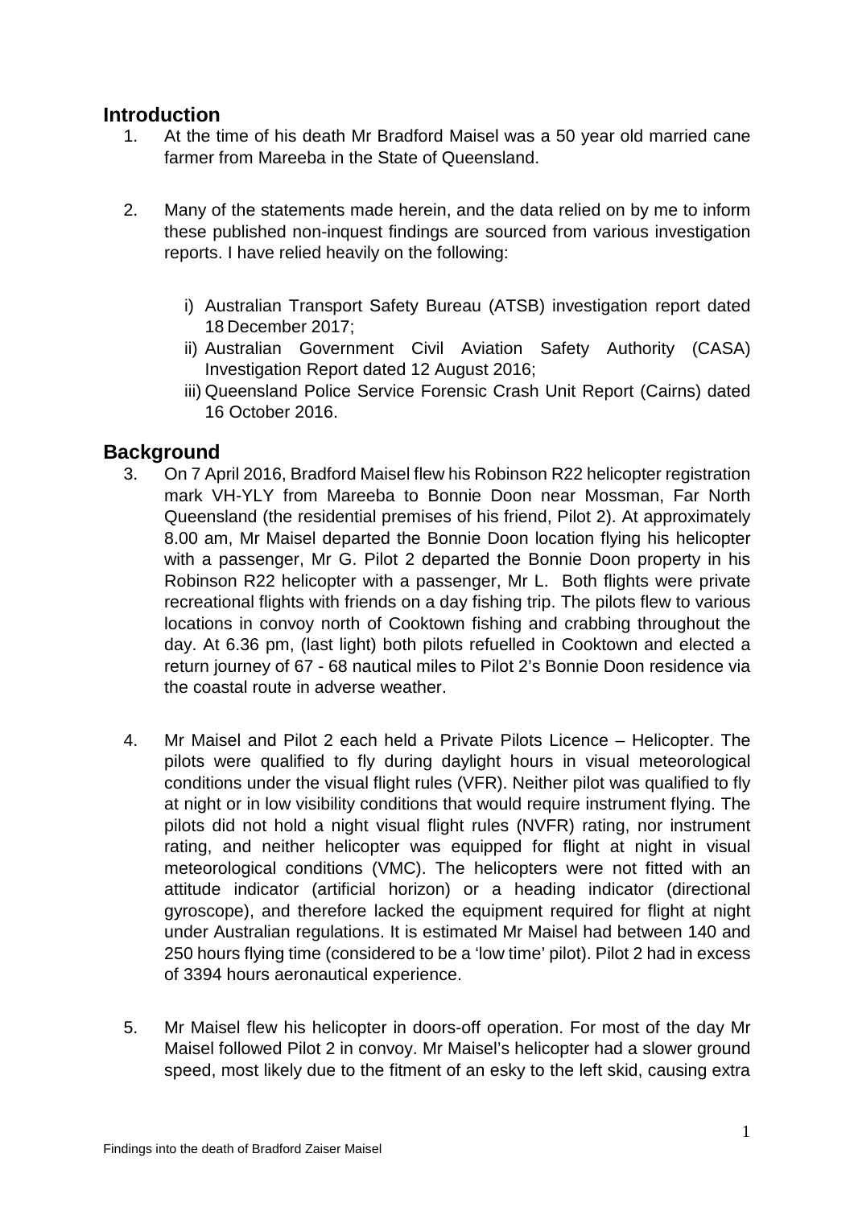## Introduction

1. At the time of his death Mr Bradford Maisel was a 50 year old married cane farmer from Mareeba in the State of Queensland.

2. Many of the statements made herein, and the data relied on by me to inform these published non-inquest findings are sourced from various investigation reports. I have relied heavily on the following:

   i) Australian Transport Safety Bureau (ATSB) investigation report dated 18 December 2017;
   ii) Australian Government Civil Aviation Safety Authority (CASA) Investigation Report dated 12 August 2016;
   iii) Queensland Police Service Forensic Crash Unit Report (Cairns) dated 16 October 2016.

## Background

3. On 7 April 2016, Bradford Maisel flew his Robinson R22 helicopter registration mark VH-YLY from Mareeba to Bonnie Doon near Mossman, Far North Queensland (the residential premises of his friend, Pilot 2). At approximately 8.00 am, Mr Maisel departed the Bonnie Doon location flying his helicopter with a passenger, Mr G. Pilot 2 departed the Bonnie Doon property in his Robinson R22 helicopter with a passenger, Mr L. Both flights were private recreational flights with friends on a day fishing trip. The pilots flew to various locations in convoy north of Cooktown fishing and crabbing throughout the day. At 6.36 pm, (last light) both pilots refuelled in Cooktown and elected a return journey of 67 - 68 nautical miles to Pilot 2's Bonnie Doon residence via the coastal route in adverse weather.

4. Mr Maisel and Pilot 2 each held a Private Pilots Licence – Helicopter. The pilots were qualified to fly during daylight hours in visual meteorological conditions under the visual flight rules (VFR). Neither pilot was qualified to fly at night or in low visibility conditions that would require instrument flying. The pilots did not hold a night visual flight rules (NVFR) rating, nor instrument rating, and neither helicopter was equipped for flight at night in visual meteorological conditions (VMC). The helicopters were not fitted with an attitude indicator (artificial horizon) or a heading indicator (directional gyroscope), and therefore lacked the equipment required for flight at night under Australian regulations. It is estimated Mr Maisel had between 140 and 250 hours flying time (considered to be a 'low time' pilot). Pilot 2 had in excess of 3394 hours aeronautical experience.

5. Mr Maisel flew his helicopter in doors-off operation. For most of the day Mr Maisel followed Pilot 2 in convoy. Mr Maisel's helicopter had a slower ground speed, most likely due to the fitment of an esky to the left skid, causing extra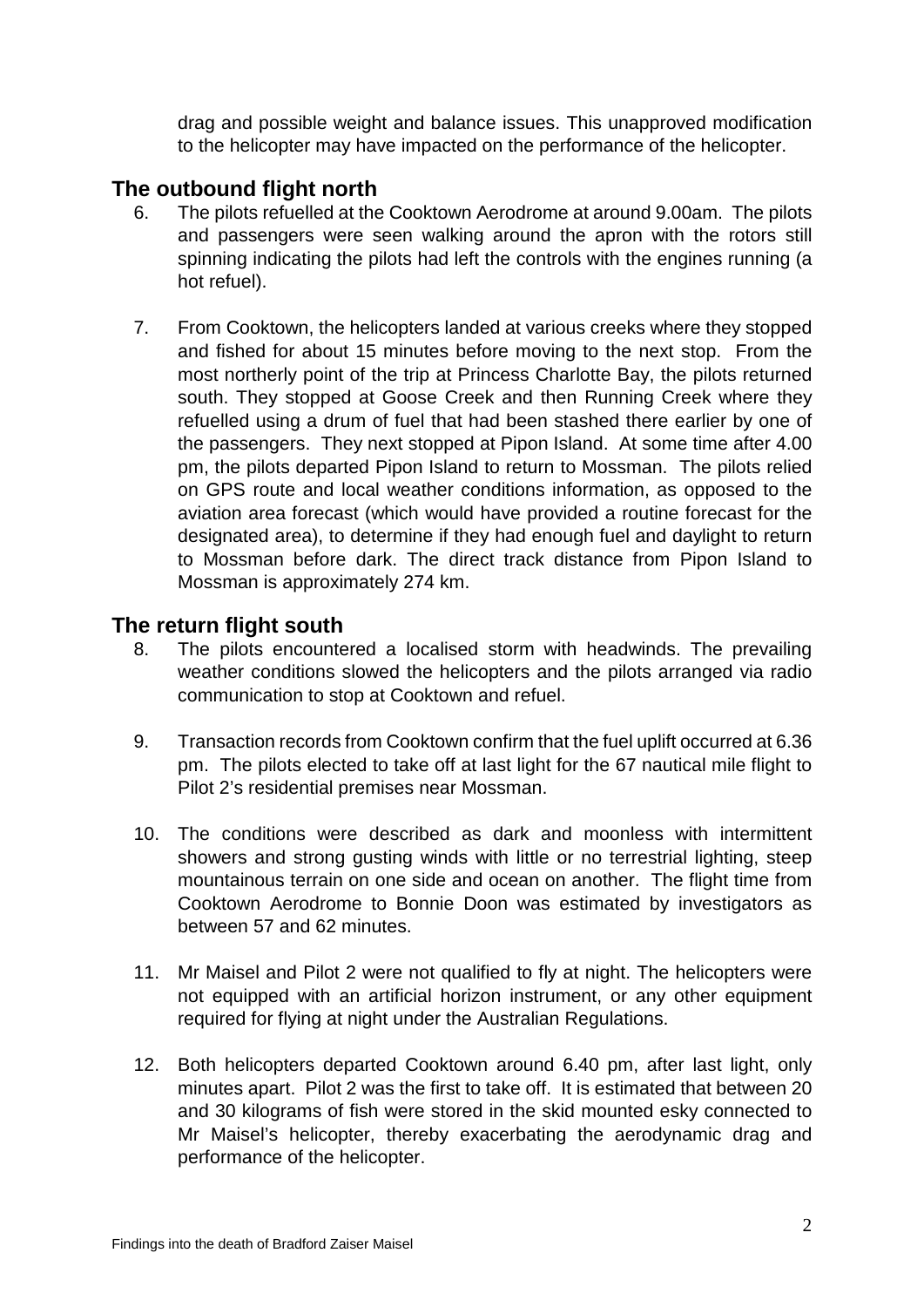drag and possible weight and balance issues. This unapproved modification to the helicopter may have impacted on the performance of the helicopter.

## The outbound flight north

6. The pilots refuelled at the Cooktown Aerodrome at around 9.00am. The pilots and passengers were seen walking around the apron with the rotors still spinning indicating the pilots had left the controls with the engines running (a hot refuel).

7. From Cooktown, the helicopters landed at various creeks where they stopped and fished for about 15 minutes before moving to the next stop. From the most northerly point of the trip at Princess Charlotte Bay, the pilots returned south. They stopped at Goose Creek and then Running Creek where they refuelled using a drum of fuel that had been stashed there earlier by one of the passengers. They next stopped at Pipon Island. At some time after 4.00 pm, the pilots departed Pipon Island to return to Mossman. The pilots relied on GPS route and local weather conditions information, as opposed to the aviation area forecast (which would have provided a routine forecast for the designated area), to determine if they had enough fuel and daylight to return to Mossman before dark. The direct track distance from Pipon Island to Mossman is approximately 274 km.

## The return flight south

8. The pilots encountered a localised storm with headwinds. The prevailing weather conditions slowed the helicopters and the pilots arranged via radio communication to stop at Cooktown and refuel.

9. Transaction records from Cooktown confirm that the fuel uplift occurred at 6.36 pm. The pilots elected to take off at last light for the 67 nautical mile flight to Pilot 2's residential premises near Mossman.

10. The conditions were described as dark and moonless with intermittent showers and strong gusting winds with little or no terrestrial lighting, steep mountainous terrain on one side and ocean on another. The flight time from Cooktown Aerodrome to Bonnie Doon was estimated by investigators as between 57 and 62 minutes.

11. Mr Maisel and Pilot 2 were not qualified to fly at night. The helicopters were not equipped with an artificial horizon instrument, or any other equipment required for flying at night under the Australian Regulations.

12. Both helicopters departed Cooktown around 6.40 pm, after last light, only minutes apart. Pilot 2 was the first to take off. It is estimated that between 20 and 30 kilograms of fish were stored in the skid mounted esky connected to Mr Maisel's helicopter, thereby exacerbating the aerodynamic drag and performance of the helicopter.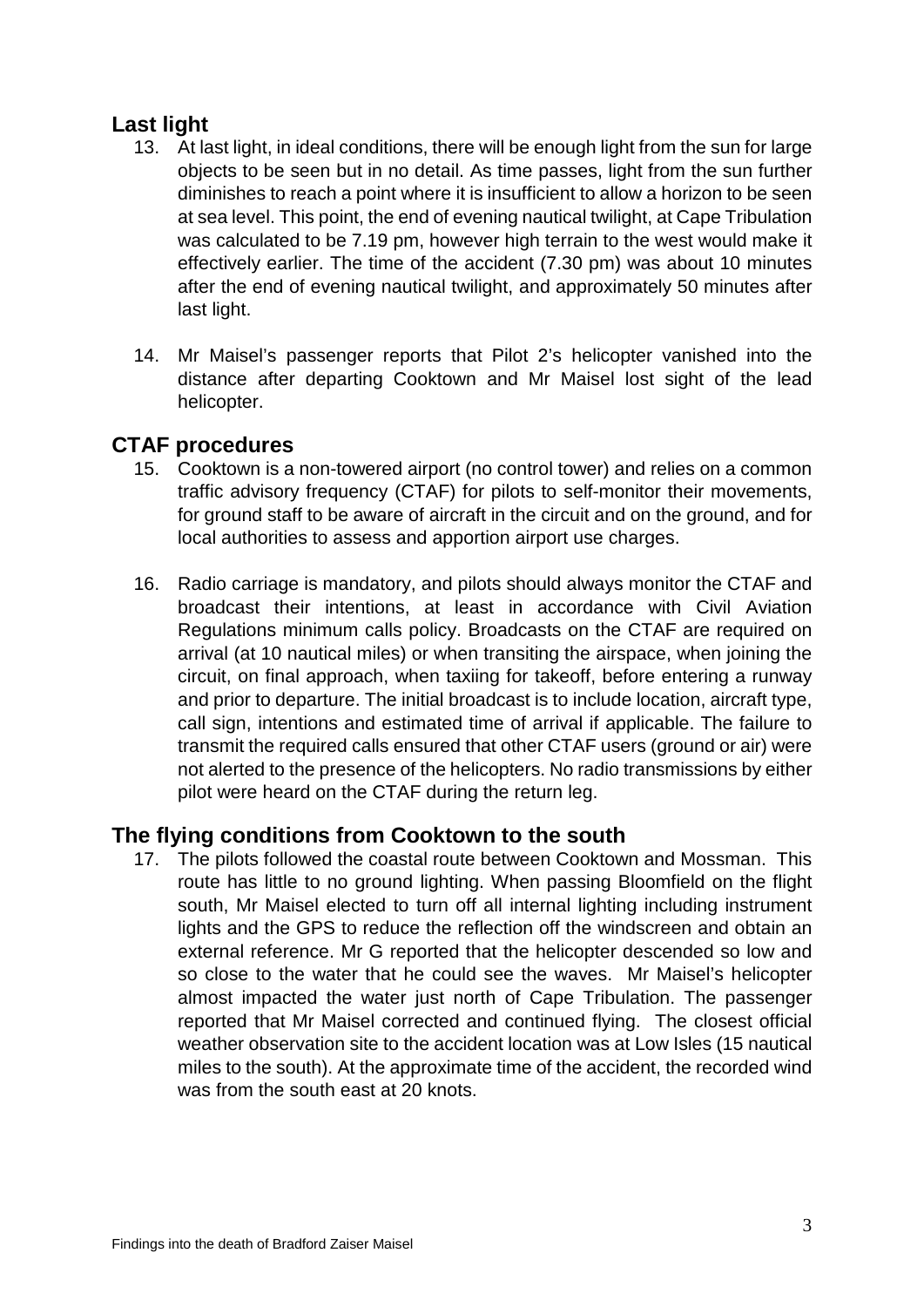## Last light

13. At last light, in ideal conditions, there will be enough light from the sun for large objects to be seen but in no detail. As time passes, light from the sun further diminishes to reach a point where it is insufficient to allow a horizon to be seen at sea level. This point, the end of evening nautical twilight, at Cape Tribulation was calculated to be 7.19 pm, however high terrain to the west would make it effectively earlier. The time of the accident (7.30 pm) was about 10 minutes after the end of evening nautical twilight, and approximately 50 minutes after last light.

14. Mr Maisel's passenger reports that Pilot 2's helicopter vanished into the distance after departing Cooktown and Mr Maisel lost sight of the lead helicopter.

## CTAF procedures

15. Cooktown is a non-towered airport (no control tower) and relies on a common traffic advisory frequency (CTAF) for pilots to self-monitor their movements, for ground staff to be aware of aircraft in the circuit and on the ground, and for local authorities to assess and apportion airport use charges.

16. Radio carriage is mandatory, and pilots should always monitor the CTAF and broadcast their intentions, at least in accordance with Civil Aviation Regulations minimum calls policy. Broadcasts on the CTAF are required on arrival (at 10 nautical miles) or when transiting the airspace, when joining the circuit, on final approach, when taxiing for takeoff, before entering a runway and prior to departure. The initial broadcast is to include location, aircraft type, call sign, intentions and estimated time of arrival if applicable. The failure to transmit the required calls ensured that other CTAF users (ground or air) were not alerted to the presence of the helicopters. No radio transmissions by either pilot were heard on the CTAF during the return leg.

## The flying conditions from Cooktown to the south

17. The pilots followed the coastal route between Cooktown and Mossman. This route has little to no ground lighting. When passing Bloomfield on the flight south, Mr Maisel elected to turn off all internal lighting including instrument lights and the GPS to reduce the reflection off the windscreen and obtain an external reference. Mr G reported that the helicopter descended so low and so close to the water that he could see the waves. Mr Maisel's helicopter almost impacted the water just north of Cape Tribulation. The passenger reported that Mr Maisel corrected and continued flying. The closest official weather observation site to the accident location was at Low Isles (15 nautical miles to the south). At the approximate time of the accident, the recorded wind was from the south east at 20 knots.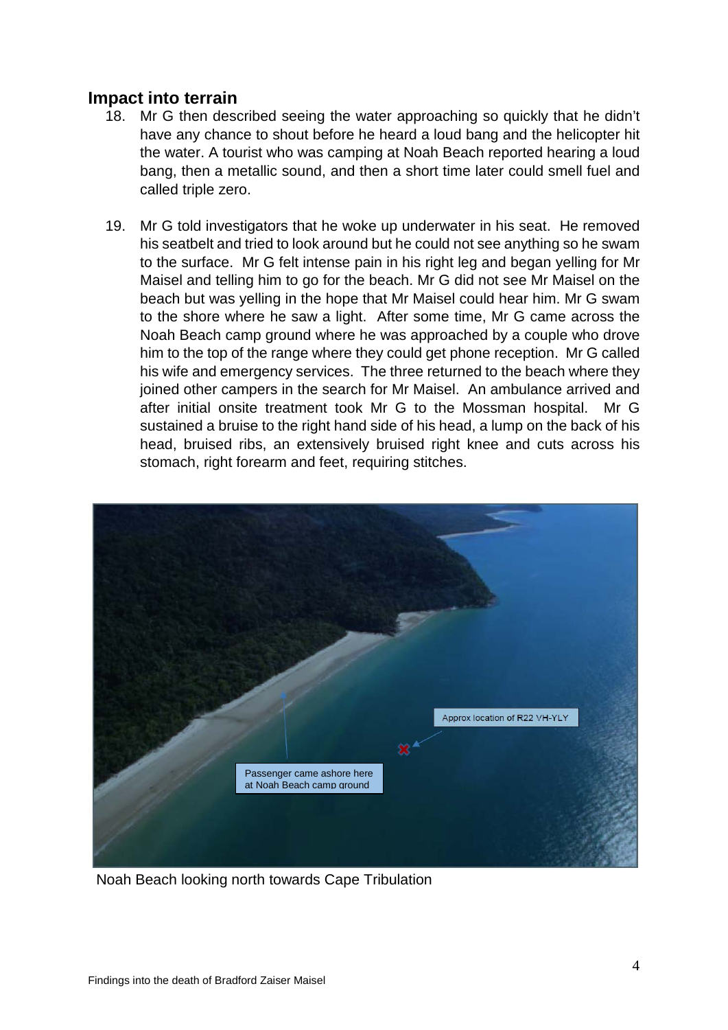## Impact into terrain

18. Mr G then described seeing the water approaching so quickly that he didn't have any chance to shout before he heard a loud bang and the helicopter hit the water. A tourist who was camping at Noah Beach reported hearing a loud bang, then a metallic sound, and then a short time later could smell fuel and called triple zero.

19. Mr G told investigators that he woke up underwater in his seat. He removed his seatbelt and tried to look around but he could not see anything so he swam to the surface. Mr G felt intense pain in his right leg and began yelling for Mr Maisel and telling him to go for the beach. Mr G did not see Mr Maisel on the beach but was yelling in the hope that Mr Maisel could hear him. Mr G swam to the shore where he saw a light. After some time, Mr G came across the Noah Beach camp ground where he was approached by a couple who drove him to the top of the range where they could get phone reception. Mr G called his wife and emergency services. The three returned to the beach where they joined other campers in the search for Mr Maisel. An ambulance arrived and after initial onsite treatment took Mr G to the Mossman hospital. Mr G sustained a bruise to the right hand side of his head, a lump on the back of his head, bruised ribs, an extensively bruised right knee and cuts across his stomach, right forearm and feet, requiring stitches.

Approx location of R22 VH-YLY

Passenger came ashore here at Noah Beach camp ground

Noah Beach looking north towards Cape Tribulation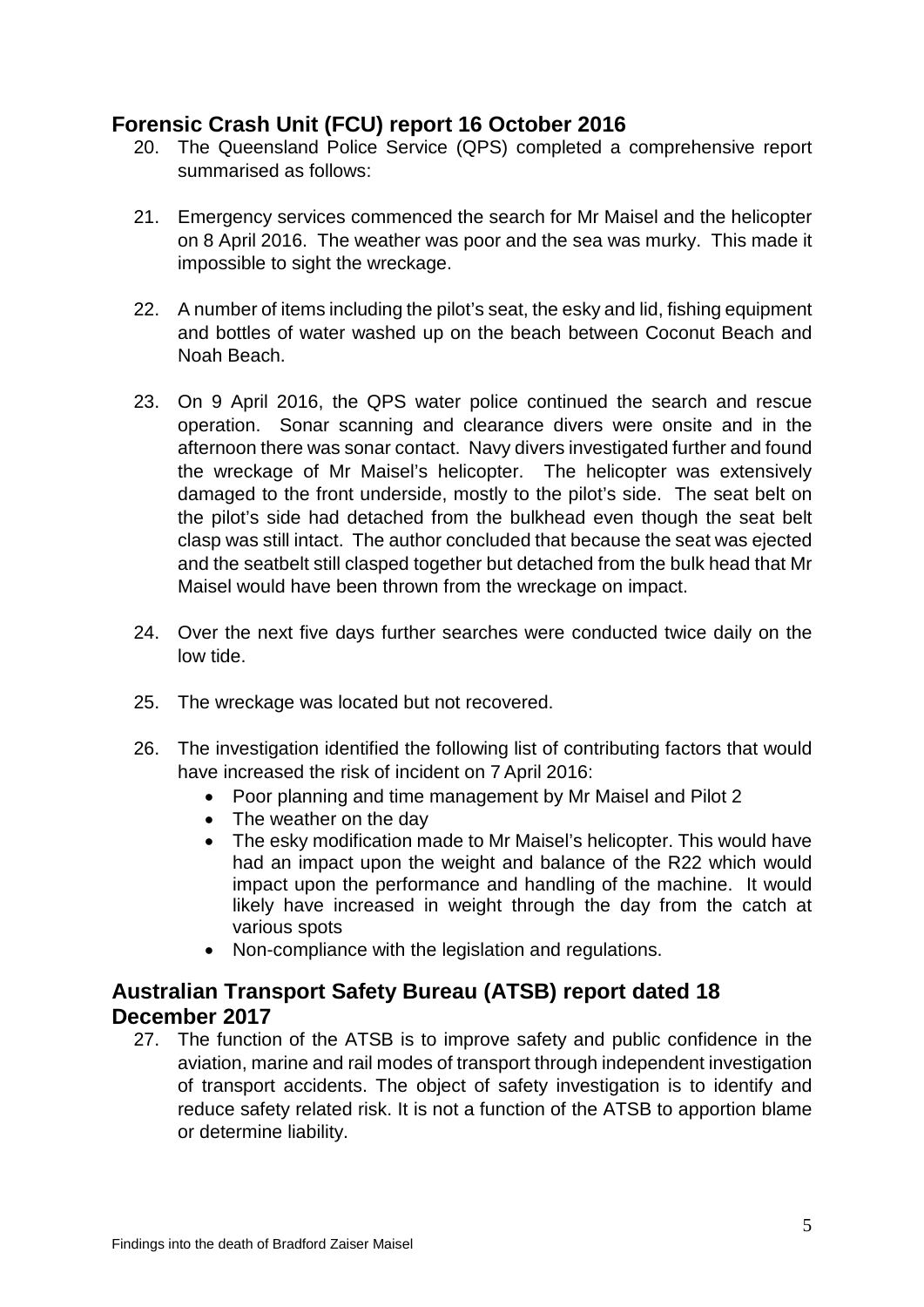## Forensic Crash Unit (FCU) report 16 October 2016

20. The Queensland Police Service (QPS) completed a comprehensive report summarised as follows:

21. Emergency services commenced the search for Mr Maisel and the helicopter on 8 April 2016. The weather was poor and the sea was murky. This made it impossible to sight the wreckage.

22. A number of items including the pilot's seat, the esky and lid, fishing equipment and bottles of water washed up on the beach between Coconut Beach and Noah Beach.

23. On 9 April 2016, the QPS water police continued the search and rescue operation. Sonar scanning and clearance divers were onsite and in the afternoon there was sonar contact. Navy divers investigated further and found the wreckage of Mr Maisel's helicopter. The helicopter was extensively damaged to the front underside, mostly to the pilot's side. The seat belt on the pilot's side had detached from the bulkhead even though the seat belt clasp was still intact. The author concluded that because the seat was ejected and the seatbelt still clasped together but detached from the bulk head that Mr Maisel would have been thrown from the wreckage on impact.

24. Over the next five days further searches were conducted twice daily on the low tide.

25. The wreckage was located but not recovered.

26. The investigation identified the following list of contributing factors that would have increased the risk of incident on 7 April 2016:
    - Poor planning and time management by Mr Maisel and Pilot 2
    - The weather on the day
    - The esky modification made to Mr Maisel's helicopter. This would have had an impact upon the weight and balance of the R22 which would impact upon the performance and handling of the machine. It would likely have increased in weight through the day from the catch at various spots
    - Non-compliance with the legislation and regulations.

## Australian Transport Safety Bureau (ATSB) report dated 18 December 2017

27. The function of the ATSB is to improve safety and public confidence in the aviation, marine and rail modes of transport through independent investigation of transport accidents. The object of safety investigation is to identify and reduce safety related risk. It is not a function of the ATSB to apportion blame or determine liability.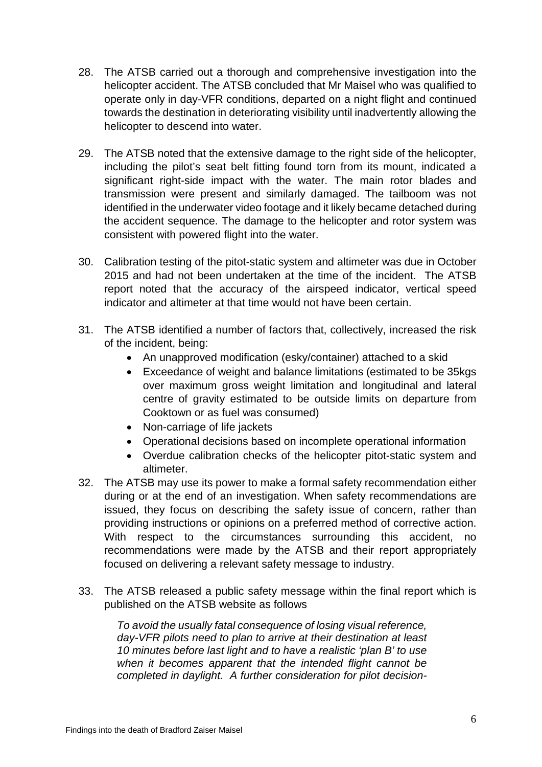28. The ATSB carried out a thorough and comprehensive investigation into the helicopter accident. The ATSB concluded that Mr Maisel who was qualified to operate only in day-VFR conditions, departed on a night flight and continued towards the destination in deteriorating visibility until inadvertently allowing the helicopter to descend into water.

29. The ATSB noted that the extensive damage to the right side of the helicopter, including the pilot's seat belt fitting found torn from its mount, indicated a significant right-side impact with the water. The main rotor blades and transmission were present and similarly damaged. The tailboom was not identified in the underwater video footage and it likely became detached during the accident sequence. The damage to the helicopter and rotor system was consistent with powered flight into the water.

30. Calibration testing of the pitot-static system and altimeter was due in October 2015 and had not been undertaken at the time of the incident. The ATSB report noted that the accuracy of the airspeed indicator, vertical speed indicator and altimeter at that time would not have been certain.

31. The ATSB identified a number of factors that, collectively, increased the risk of the incident, being:
    - An unapproved modification (esky/container) attached to a skid
    - Exceedance of weight and balance limitations (estimated to be 35kgs over maximum gross weight limitation and longitudinal and lateral centre of gravity estimated to be outside limits on departure from Cooktown or as fuel was consumed)
    - Non-carriage of life jackets
    - Operational decisions based on incomplete operational information
    - Overdue calibration checks of the helicopter pitot-static system and altimeter.

32. The ATSB may use its power to make a formal safety recommendation either during or at the end of an investigation. When safety recommendations are issued, they focus on describing the safety issue of concern, rather than providing instructions or opinions on a preferred method of corrective action. With respect to the circumstances surrounding this accident, no recommendations were made by the ATSB and their report appropriately focused on delivering a relevant safety message to industry.

33. The ATSB released a public safety message within the final report which is published on the ATSB website as follows

    *To avoid the usually fatal consequence of losing visual reference, day-VFR pilots need to plan to arrive at their destination at least 10 minutes before last light and to have a realistic 'plan B' to use when it becomes apparent that the intended flight cannot be completed in daylight. A further consideration for pilot decision-*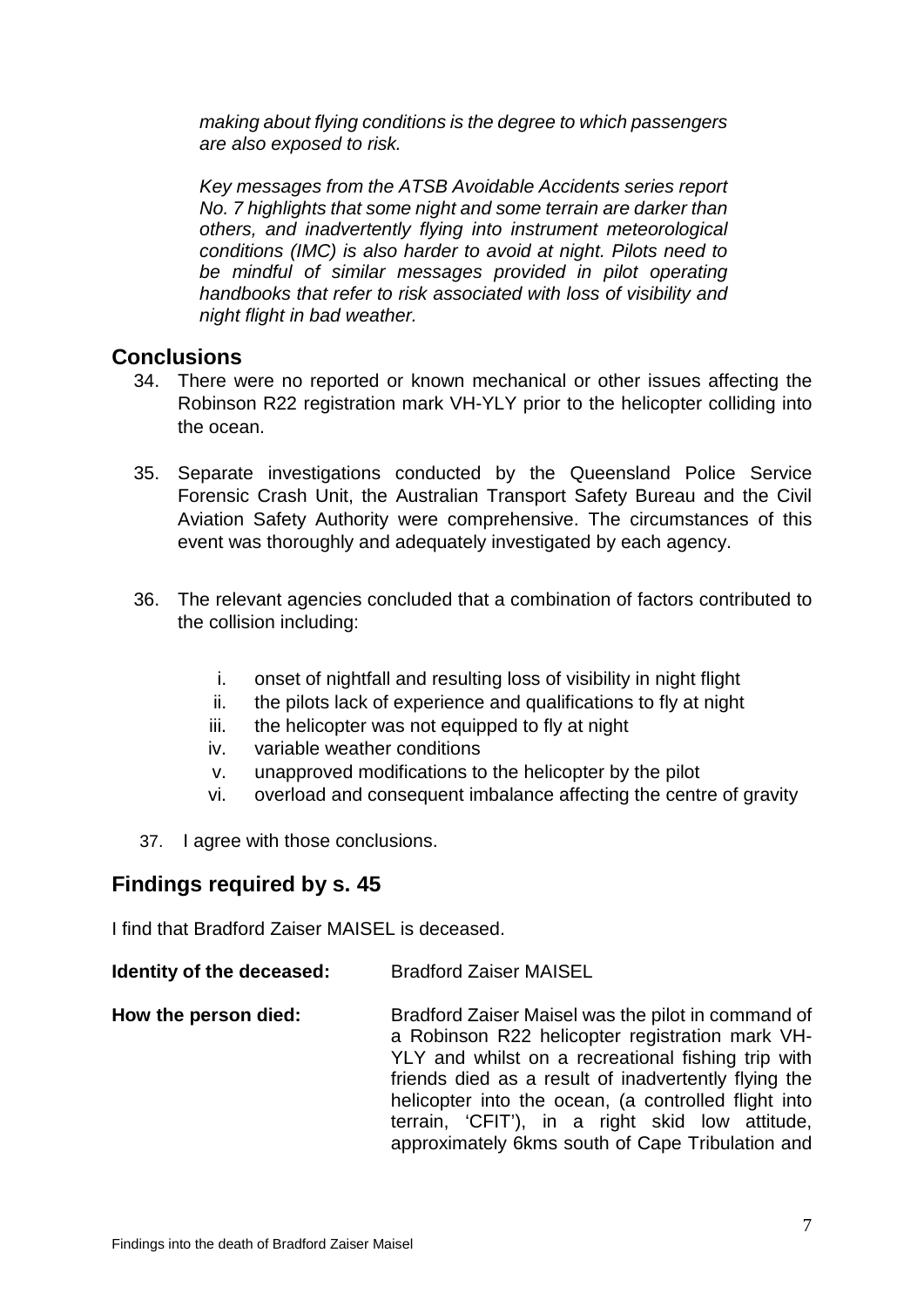*making about flying conditions is the degree to which passengers are also exposed to risk.*

*Key messages from the ATSB Avoidable Accidents series report No. 7 highlights that some night and some terrain are darker than others, and inadvertently flying into instrument meteorological conditions (IMC) is also harder to avoid at night. Pilots need to be mindful of similar messages provided in pilot operating handbooks that refer to risk associated with loss of visibility and night flight in bad weather.*

## Conclusions

34. There were no reported or known mechanical or other issues affecting the Robinson R22 registration mark VH-YLY prior to the helicopter colliding into the ocean.

35. Separate investigations conducted by the Queensland Police Service Forensic Crash Unit, the Australian Transport Safety Bureau and the Civil Aviation Safety Authority were comprehensive. The circumstances of this event was thoroughly and adequately investigated by each agency.

36. The relevant agencies concluded that a combination of factors contributed to the collision including:

    i. onset of nightfall and resulting loss of visibility in night flight
    ii. the pilots lack of experience and qualifications to fly at night
    iii. the helicopter was not equipped to fly at night
    iv. variable weather conditions
    v. unapproved modifications to the helicopter by the pilot
    vi. overload and consequent imbalance affecting the centre of gravity

37. I agree with those conclusions.

## Findings required by s. 45

I find that Bradford Zaiser MAISEL is deceased.

**Identity of the deceased:** Bradford Zaiser MAISEL

**How the person died:** Bradford Zaiser Maisel was the pilot in command of a Robinson R22 helicopter registration mark VH-YLY and whilst on a recreational fishing trip with friends died as a result of inadvertently flying the helicopter into the ocean, (a controlled flight into terrain, 'CFIT'), in a right skid low attitude, approximately 6kms south of Cape Tribulation and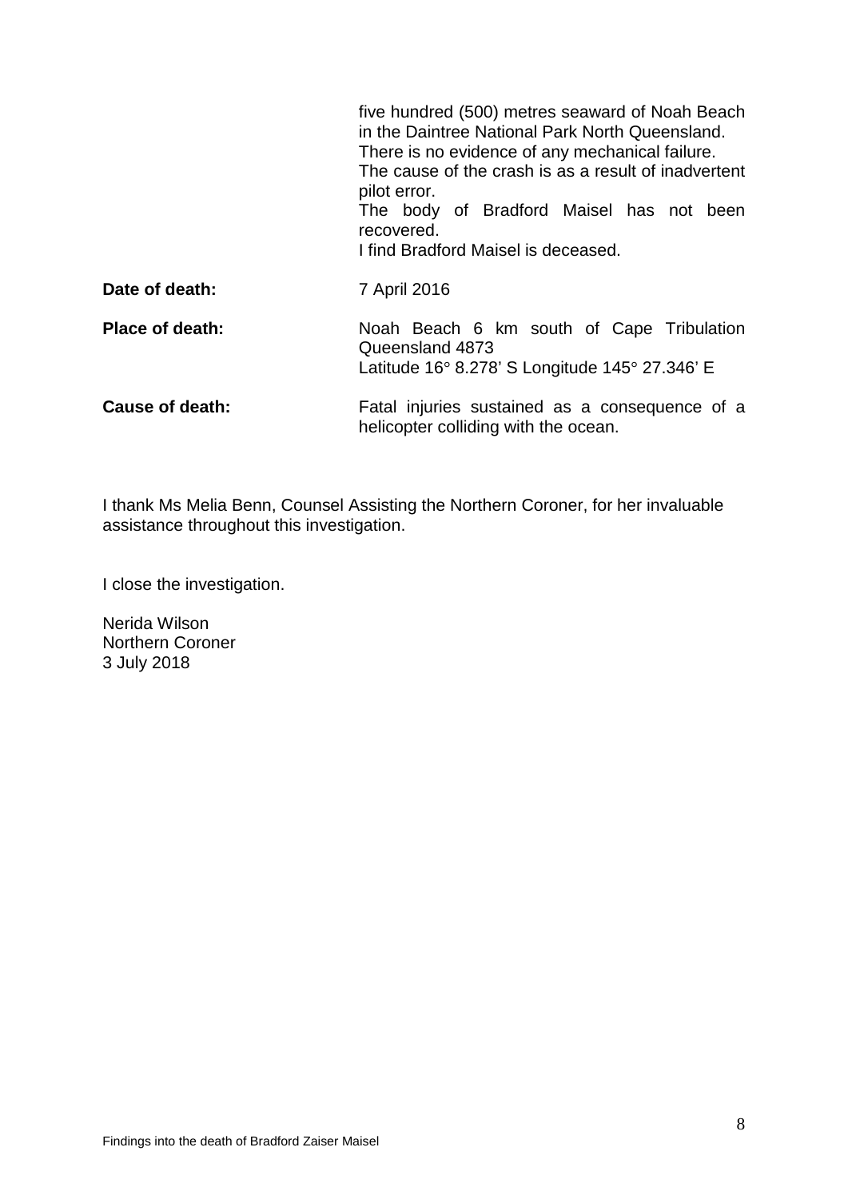| | |
|---|---|
| | five hundred (500) metres seaward of Noah Beach in the Daintree National Park North Queensland. There is no evidence of any mechanical failure. The cause of the crash is as a result of inadvertent pilot error. The body of Bradford Maisel has not been recovered. I find Bradford Maisel is deceased. |
| **Date of death:** | 7 April 2016 |
| **Place of death:** | Noah Beach 6 km south of Cape Tribulation Queensland 4873 Latitude 16° 8.278' S Longitude 145° 27.346' E |
| **Cause of death:** | Fatal injuries sustained as a consequence of a helicopter colliding with the ocean. |

I thank Ms Melia Benn, Counsel Assisting the Northern Coroner, for her invaluable assistance throughout this investigation.

I close the investigation.

Nerida Wilson
Northern Coroner
3 July 2018